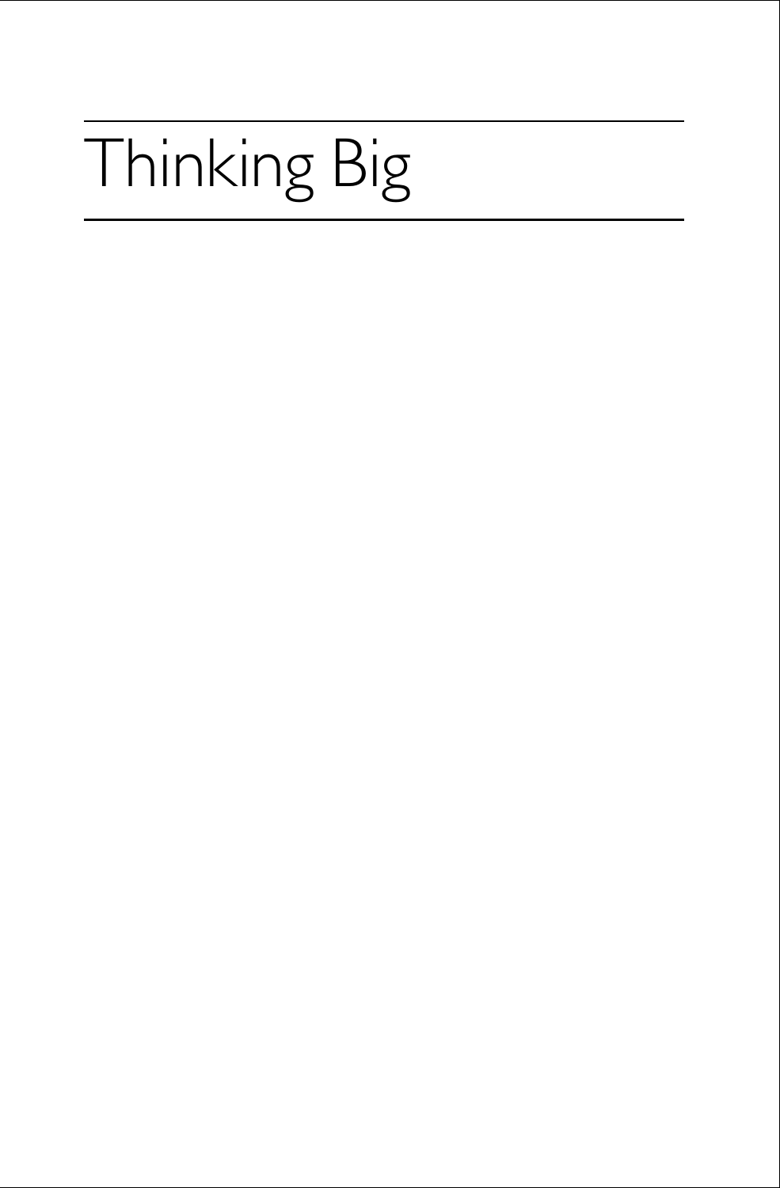# Thinking Big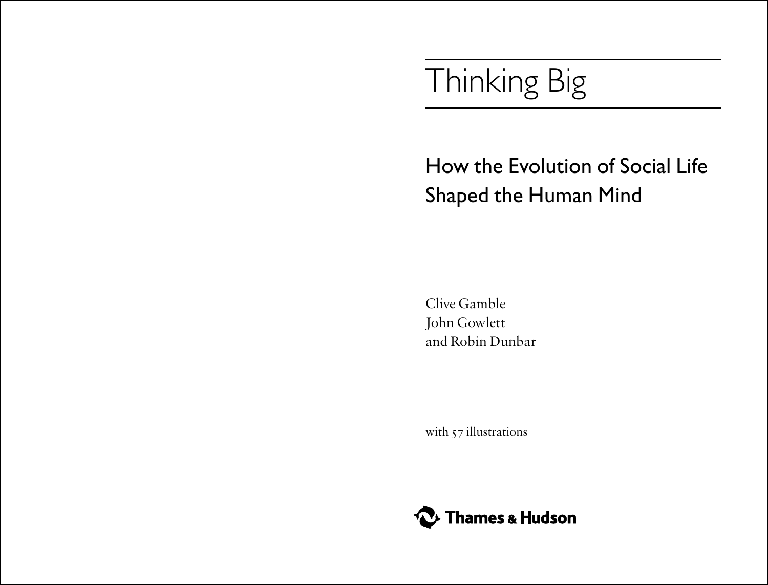# Thinking Big

## How the Evolution of Social Life Shaped the Human Mind

Clive Gamble
John Gowlett
and Robin Dunbar

with 57 illustrations

Thames & Hudson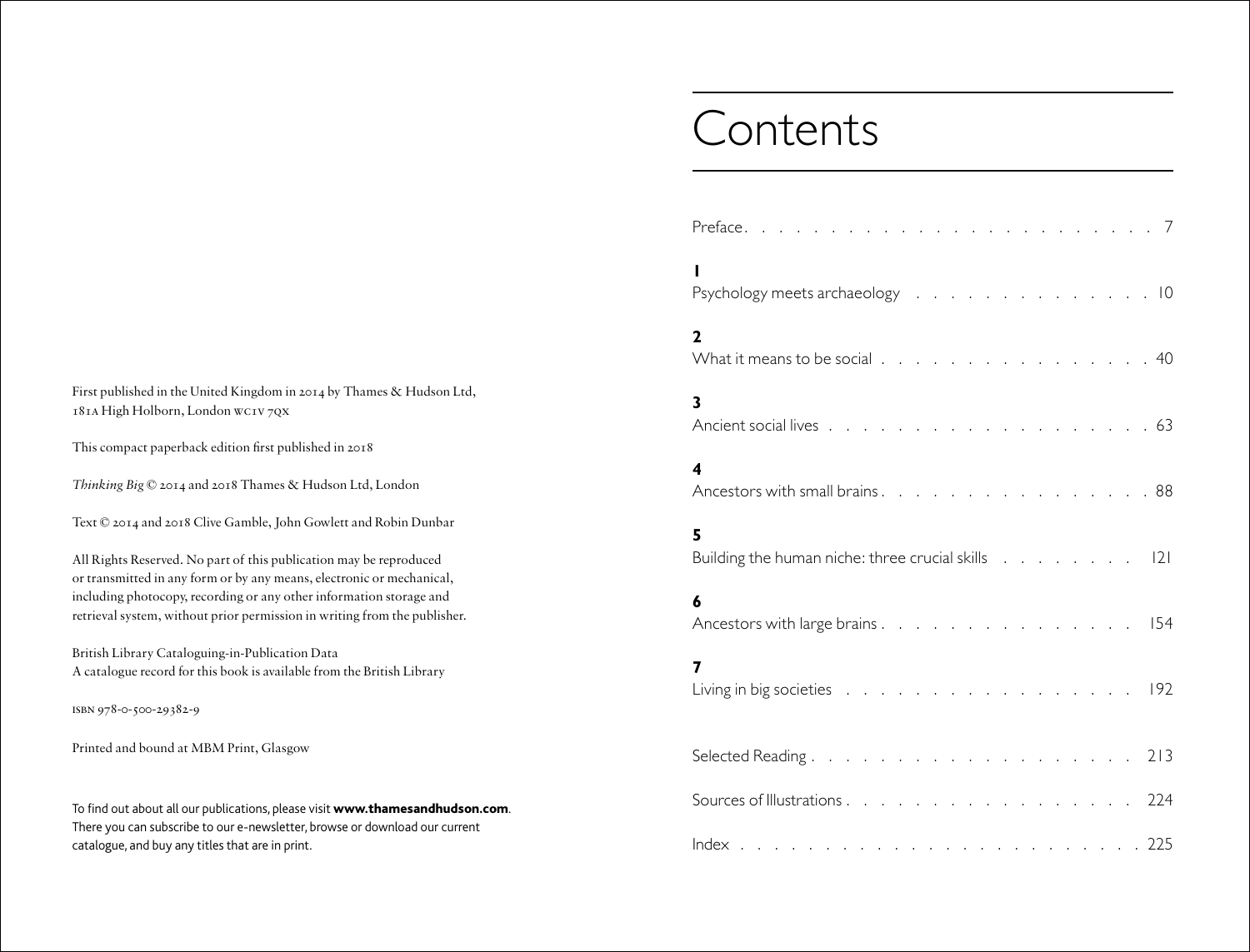First published in the United Kingdom in 2014 by Thames & Hudson Ltd, 181A High Holborn, London WC1V 7QX

This compact paperback edition first published in 2018

*Thinking Big* © 2014 and 2018 Thames & Hudson Ltd, London

Text © 2014 and 2018 Clive Gamble, John Gowlett and Robin Dunbar

All Rights Reserved. No part of this publication may be reproduced or transmitted in any form or by any means, electronic or mechanical, including photocopy, recording or any other information storage and retrieval system, without prior permission in writing from the publisher.

British Library Cataloguing-in-Publication Data
A catalogue record for this book is available from the British Library

ISBN 978-0-500-29382-9

Printed and bound at MBM Print, Glasgow

To find out about all our publications, please visit **www.thamesandhudson.com**. There you can subscribe to our e-newsletter, browse or download our current catalogue, and buy any titles that are in print.

# Contents

Preface . . . . . 7

**1**
Psychology meets archaeology . . . . . 10

**2**
What it means to be social . . . . . 40

**3**
Ancient social lives . . . . . 63

**4**
Ancestors with small brains . . . . . 88

**5**
Building the human niche: three crucial skills . . . . . 121

**6**
Ancestors with large brains . . . . . 154

**7**
Living in big societies . . . . . 192

Selected Reading . . . . . 213

Sources of Illustrations . . . . . 224

Index . . . . . 225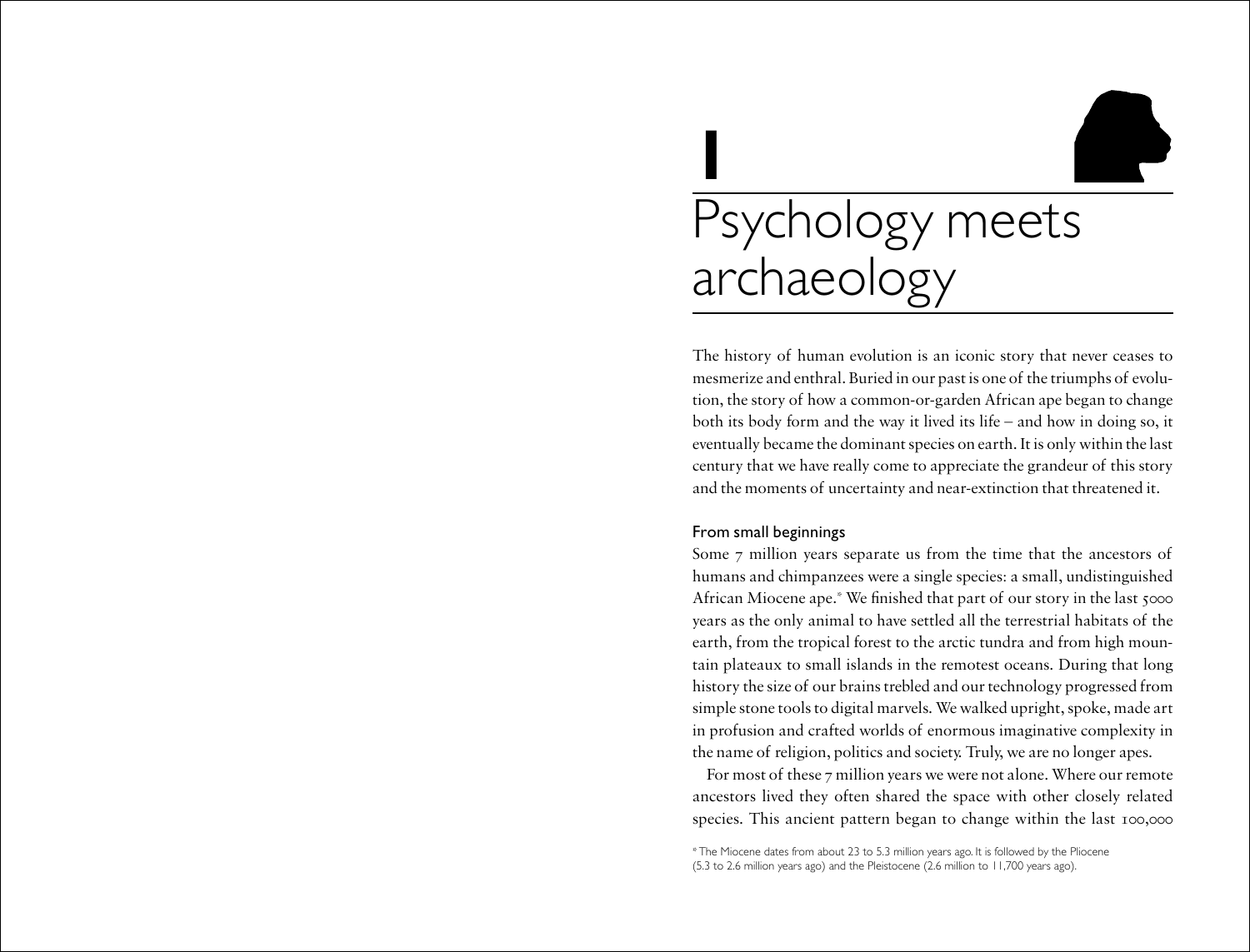# 1 Psychology meets archaeology

The history of human evolution is an iconic story that never ceases to mesmerize and enthral. Buried in our past is one of the triumphs of evolution, the story of how a common-or-garden African ape began to change both its body form and the way it lived its life – and how in doing so, it eventually became the dominant species on earth. It is only within the last century that we have really come to appreciate the grandeur of this story and the moments of uncertainty and near-extinction that threatened it.

## From small beginnings

Some 7 million years separate us from the time that the ancestors of humans and chimpanzees were a single species: a small, undistinguished African Miocene ape.* We finished that part of our story in the last 5000 years as the only animal to have settled all the terrestrial habitats of the earth, from the tropical forest to the arctic tundra and from high mountain plateaux to small islands in the remotest oceans. During that long history the size of our brains trebled and our technology progressed from simple stone tools to digital marvels. We walked upright, spoke, made art in profusion and crafted worlds of enormous imaginative complexity in the name of religion, politics and society. Truly, we are no longer apes.

For most of these 7 million years we were not alone. Where our remote ancestors lived they often shared the space with other closely related species. This ancient pattern began to change within the last 100,000

\* The Miocene dates from about 23 to 5.3 million years ago. It is followed by the Pliocene (5.3 to 2.6 million years ago) and the Pleistocene (2.6 million to 11,700 years ago).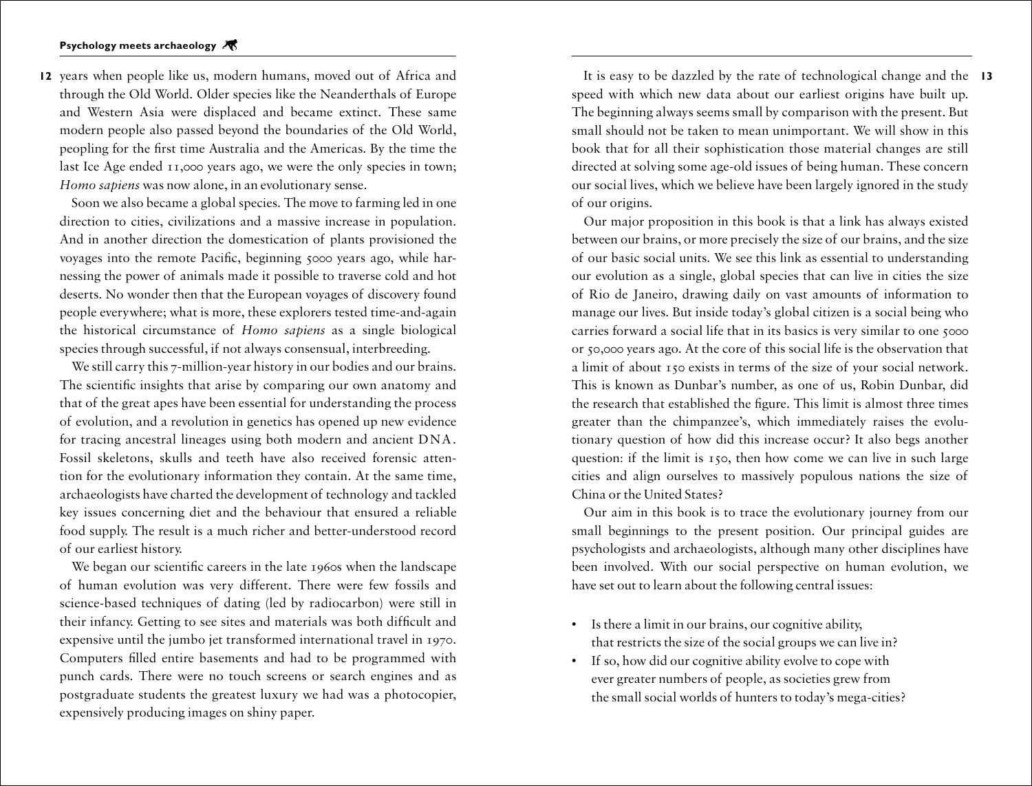years when people like us, modern humans, moved out of Africa and through the Old World. Older species like the Neanderthals of Europe and Western Asia were displaced and became extinct. These same modern people also passed beyond the boundaries of the Old World, peopling for the first time Australia and the Americas. By the time the last Ice Age ended 11,000 years ago, we were the only species in town; *Homo sapiens* was now alone, in an evolutionary sense.

Soon we also became a global species. The move to farming led in one direction to cities, civilizations and a massive increase in population. And in another direction the domestication of plants provisioned the voyages into the remote Pacific, beginning 5000 years ago, while harnessing the power of animals made it possible to traverse cold and hot deserts. No wonder then that the European voyages of discovery found people everywhere; what is more, these explorers tested time-and-again the historical circumstance of *Homo sapiens* as a single biological species through successful, if not always consensual, interbreeding.

We still carry this 7-million-year history in our bodies and our brains. The scientific insights that arise by comparing our own anatomy and that of the great apes have been essential for understanding the process of evolution, and a revolution in genetics has opened up new evidence for tracing ancestral lineages using both modern and ancient DNA. Fossil skeletons, skulls and teeth have also received forensic attention for the evolutionary information they contain. At the same time, archaeologists have charted the development of technology and tackled key issues concerning diet and the behaviour that ensured a reliable food supply. The result is a much richer and better-understood record of our earliest history.

We began our scientific careers in the late 1960s when the landscape of human evolution was very different. There were few fossils and science-based techniques of dating (led by radiocarbon) were still in their infancy. Getting to see sites and materials was both difficult and expensive until the jumbo jet transformed international travel in 1970. Computers filled entire basements and had to be programmed with punch cards. There were no touch screens or search engines and as postgraduate students the greatest luxury we had was a photocopier, expensively producing images on shiny paper.

It is easy to be dazzled by the rate of technological change and the speed with which new data about our earliest origins have built up. The beginning always seems small by comparison with the present. But small should not be taken to mean unimportant. We will show in this book that for all their sophistication those material changes are still directed at solving some age-old issues of being human. These concern our social lives, which we believe have been largely ignored in the study of our origins.

Our major proposition in this book is that a link has always existed between our brains, or more precisely the size of our brains, and the size of our basic social units. We see this link as essential to understanding our evolution as a single, global species that can live in cities the size of Rio de Janeiro, drawing daily on vast amounts of information to manage our lives. But inside today's global citizen is a social being who carries forward a social life that in its basics is very similar to one 5000 or 50,000 years ago. At the core of this social life is the observation that a limit of about 150 exists in terms of the size of your social network. This is known as Dunbar's number, as one of us, Robin Dunbar, did the research that established the figure. This limit is almost three times greater than the chimpanzee's, which immediately raises the evolutionary question of how did this increase occur? It also begs another question: if the limit is 150, then how come we can live in such large cities and align ourselves to massively populous nations the size of China or the United States?

Our aim in this book is to trace the evolutionary journey from our small beginnings to the present position. Our principal guides are psychologists and archaeologists, although many other disciplines have been involved. With our social perspective on human evolution, we have set out to learn about the following central issues:

- Is there a limit in our brains, our cognitive ability, that restricts the size of the social groups we can live in?
- If so, how did our cognitive ability evolve to cope with ever greater numbers of people, as societies grew from the small social worlds of hunters to today's mega-cities?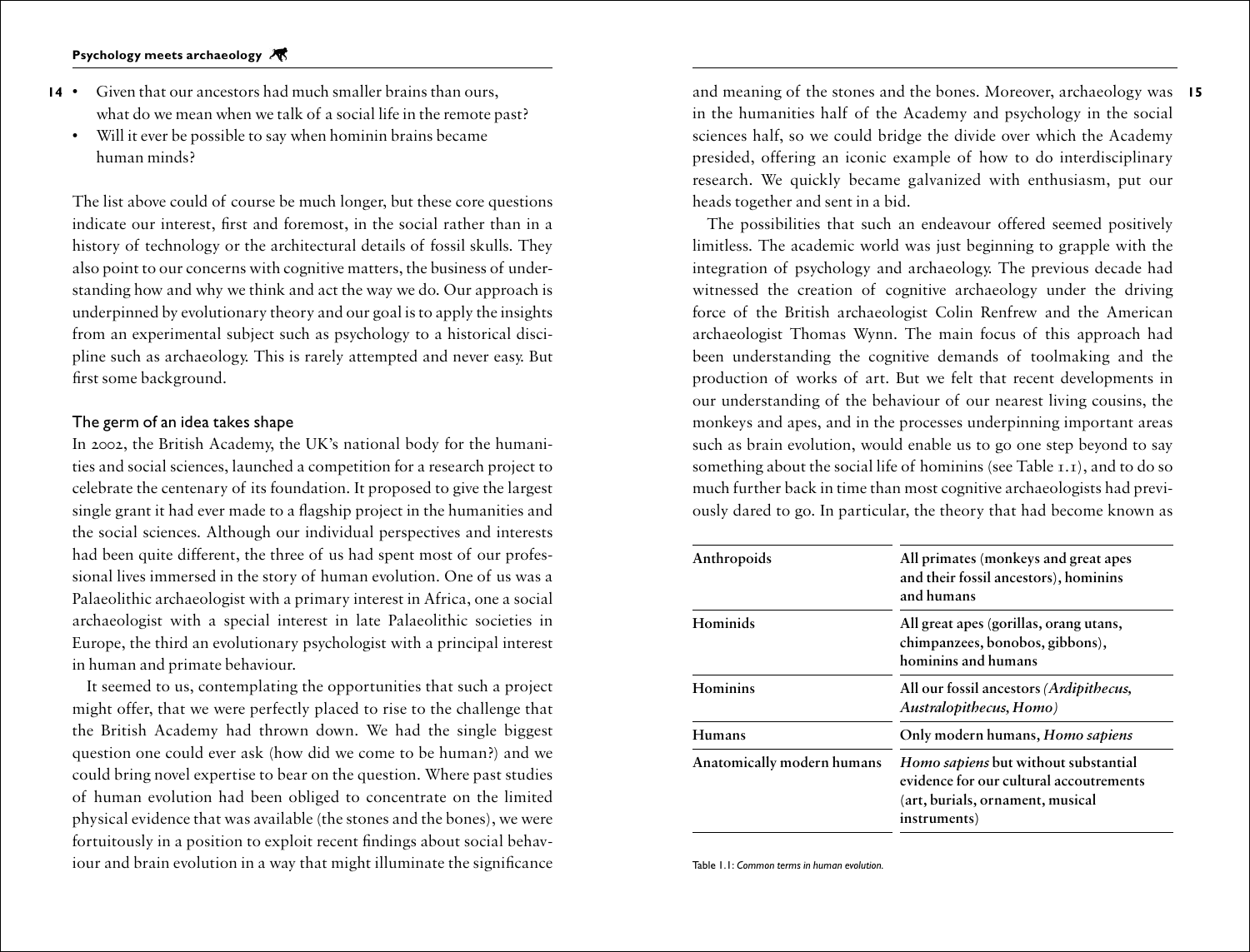- Given that our ancestors had much smaller brains than ours, what do we mean when we talk of a social life in the remote past?
- Will it ever be possible to say when hominin brains became human minds?

The list above could of course be much longer, but these core questions indicate our interest, first and foremost, in the social rather than in a history of technology or the architectural details of fossil skulls. They also point to our concerns with cognitive matters, the business of understanding how and why we think and act the way we do. Our approach is underpinned by evolutionary theory and our goal is to apply the insights from an experimental subject such as psychology to a historical discipline such as archaeology. This is rarely attempted and never easy. But first some background.

### The germ of an idea takes shape

In 2002, the British Academy, the UK's national body for the humanities and social sciences, launched a competition for a research project to celebrate the centenary of its foundation. It proposed to give the largest single grant it had ever made to a flagship project in the humanities and the social sciences. Although our individual perspectives and interests had been quite different, the three of us had spent most of our professional lives immersed in the story of human evolution. One of us was a Palaeolithic archaeologist with a primary interest in Africa, one a social archaeologist with a special interest in late Palaeolithic societies in Europe, the third an evolutionary psychologist with a principal interest in human and primate behaviour.

It seemed to us, contemplating the opportunities that such a project might offer, that we were perfectly placed to rise to the challenge that the British Academy had thrown down. We had the single biggest question one could ever ask (how did we come to be human?) and we could bring novel expertise to bear on the question. Where past studies of human evolution had been obliged to concentrate on the limited physical evidence that was available (the stones and the bones), we were fortuitously in a position to exploit recent findings about social behaviour and brain evolution in a way that might illuminate the significance and meaning of the stones and the bones. Moreover, archaeology was in the humanities half of the Academy and psychology in the social sciences half, so we could bridge the divide over which the Academy presided, offering an iconic example of how to do interdisciplinary research. We quickly became galvanized with enthusiasm, put our heads together and sent in a bid.

The possibilities that such an endeavour offered seemed positively limitless. The academic world was just beginning to grapple with the integration of psychology and archaeology. The previous decade had witnessed the creation of cognitive archaeology under the driving force of the British archaeologist Colin Renfrew and the American archaeologist Thomas Wynn. The main focus of this approach had been understanding the cognitive demands of toolmaking and the production of works of art. But we felt that recent developments in our understanding of the behaviour of our nearest living cousins, the monkeys and apes, and in the processes underpinning important areas such as brain evolution, would enable us to go one step beyond to say something about the social life of hominins (see Table 1.1), and to do so much further back in time than most cognitive archaeologists had previously dared to go. In particular, the theory that had become known as

| | |
|---|---|
| Anthropoids | All primates (monkeys and great apes and their fossil ancestors), hominins and humans |
| Hominids | All great apes (gorillas, orang utans, chimpanzees, bonobos, gibbons), hominins and humans |
| Hominins | All our fossil ancestors *(Ardipithecus, Australopithecus, Homo)* |
| Humans | Only modern humans, *Homo sapiens* |
| Anatomically modern humans | *Homo sapiens* but without substantial evidence for our cultural accoutrements (art, burials, ornament, musical instruments) |

Table 1.1: *Common terms in human evolution.*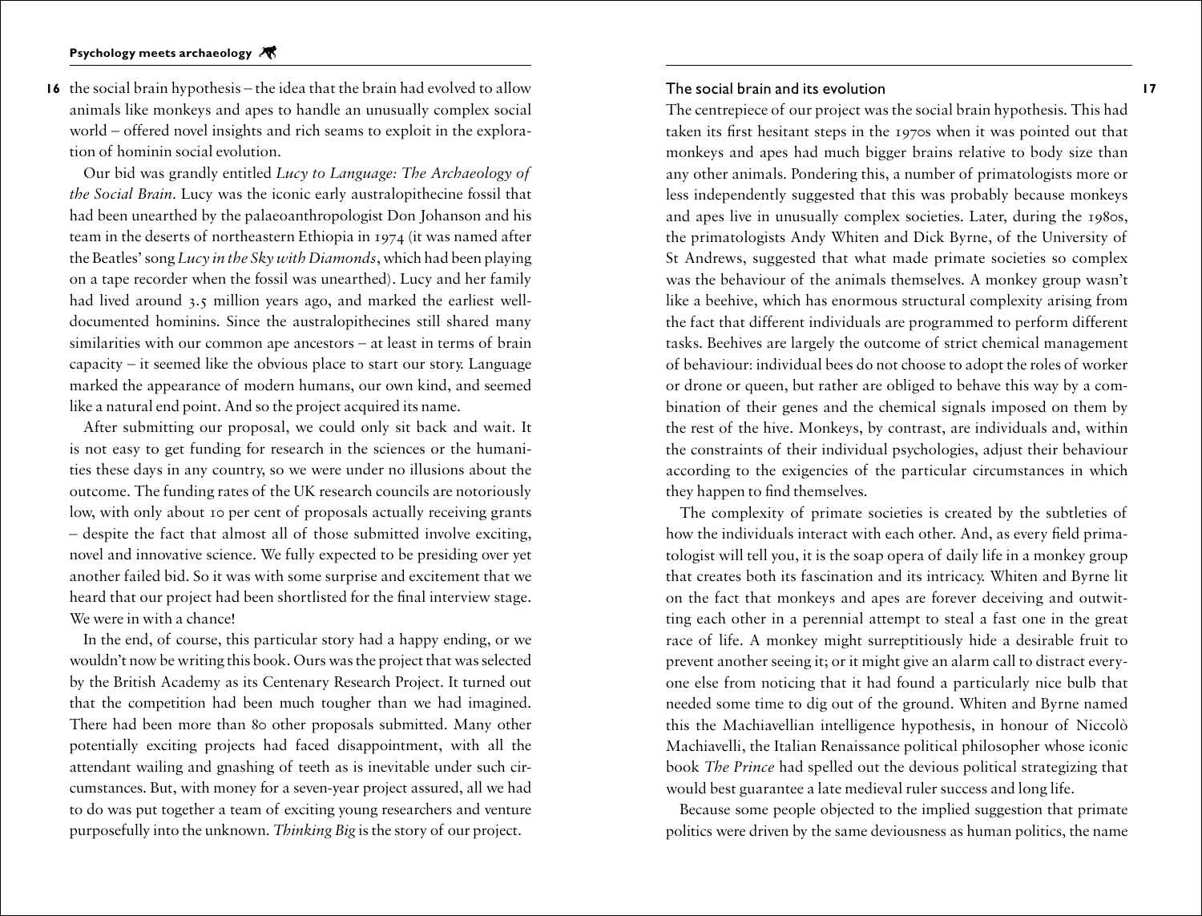the social brain hypothesis – the idea that the brain had evolved to allow animals like monkeys and apes to handle an unusually complex social world – offered novel insights and rich seams to exploit in the exploration of hominin social evolution.

Our bid was grandly entitled *Lucy to Language: The Archaeology of the Social Brain*. Lucy was the iconic early australopithecine fossil that had been unearthed by the palaeoanthropologist Don Johanson and his team in the deserts of northeastern Ethiopia in 1974 (it was named after the Beatles' song *Lucy in the Sky with Diamonds*, which had been playing on a tape recorder when the fossil was unearthed). Lucy and her family had lived around 3.5 million years ago, and marked the earliest well-documented hominins. Since the australopithecines still shared many similarities with our common ape ancestors – at least in terms of brain capacity – it seemed like the obvious place to start our story. Language marked the appearance of modern humans, our own kind, and seemed like a natural end point. And so the project acquired its name.

After submitting our proposal, we could only sit back and wait. It is not easy to get funding for research in the sciences or the humanities these days in any country, so we were under no illusions about the outcome. The funding rates of the UK research councils are notoriously low, with only about 10 per cent of proposals actually receiving grants – despite the fact that almost all of those submitted involve exciting, novel and innovative science. We fully expected to be presiding over yet another failed bid. So it was with some surprise and excitement that we heard that our project had been shortlisted for the final interview stage. We were in with a chance!

In the end, of course, this particular story had a happy ending, or we wouldn't now be writing this book. Ours was the project that was selected by the British Academy as its Centenary Research Project. It turned out that the competition had been much tougher than we had imagined. There had been more than 80 other proposals submitted. Many other potentially exciting projects had faced disappointment, with all the attendant wailing and gnashing of teeth as is inevitable under such circumstances. But, with money for a seven-year project assured, all we had to do was put together a team of exciting young researchers and venture purposefully into the unknown. *Thinking Big* is the story of our project.

## The social brain and its evolution

The centrepiece of our project was the social brain hypothesis. This had taken its first hesitant steps in the 1970s when it was pointed out that monkeys and apes had much bigger brains relative to body size than any other animals. Pondering this, a number of primatologists more or less independently suggested that this was probably because monkeys and apes live in unusually complex societies. Later, during the 1980s, the primatologists Andy Whiten and Dick Byrne, of the University of St Andrews, suggested that what made primate societies so complex was the behaviour of the animals themselves. A monkey group wasn't like a beehive, which has enormous structural complexity arising from the fact that different individuals are programmed to perform different tasks. Beehives are largely the outcome of strict chemical management of behaviour: individual bees do not choose to adopt the roles of worker or drone or queen, but rather are obliged to behave this way by a combination of their genes and the chemical signals imposed on them by the rest of the hive. Monkeys, by contrast, are individuals and, within the constraints of their individual psychologies, adjust their behaviour according to the exigencies of the particular circumstances in which they happen to find themselves.

The complexity of primate societies is created by the subtleties of how the individuals interact with each other. And, as every field primatologist will tell you, it is the soap opera of daily life in a monkey group that creates both its fascination and its intricacy. Whiten and Byrne lit on the fact that monkeys and apes are forever deceiving and outwitting each other in a perennial attempt to steal a fast one in the great race of life. A monkey might surreptitiously hide a desirable fruit to prevent another seeing it; or it might give an alarm call to distract everyone else from noticing that it had found a particularly nice bulb that needed some time to dig out of the ground. Whiten and Byrne named this the Machiavellian intelligence hypothesis, in honour of Niccolò Machiavelli, the Italian Renaissance political philosopher whose iconic book *The Prince* had spelled out the devious political strategizing that would best guarantee a late medieval ruler success and long life.

Because some people objected to the implied suggestion that primate politics were driven by the same deviousness as human politics, the name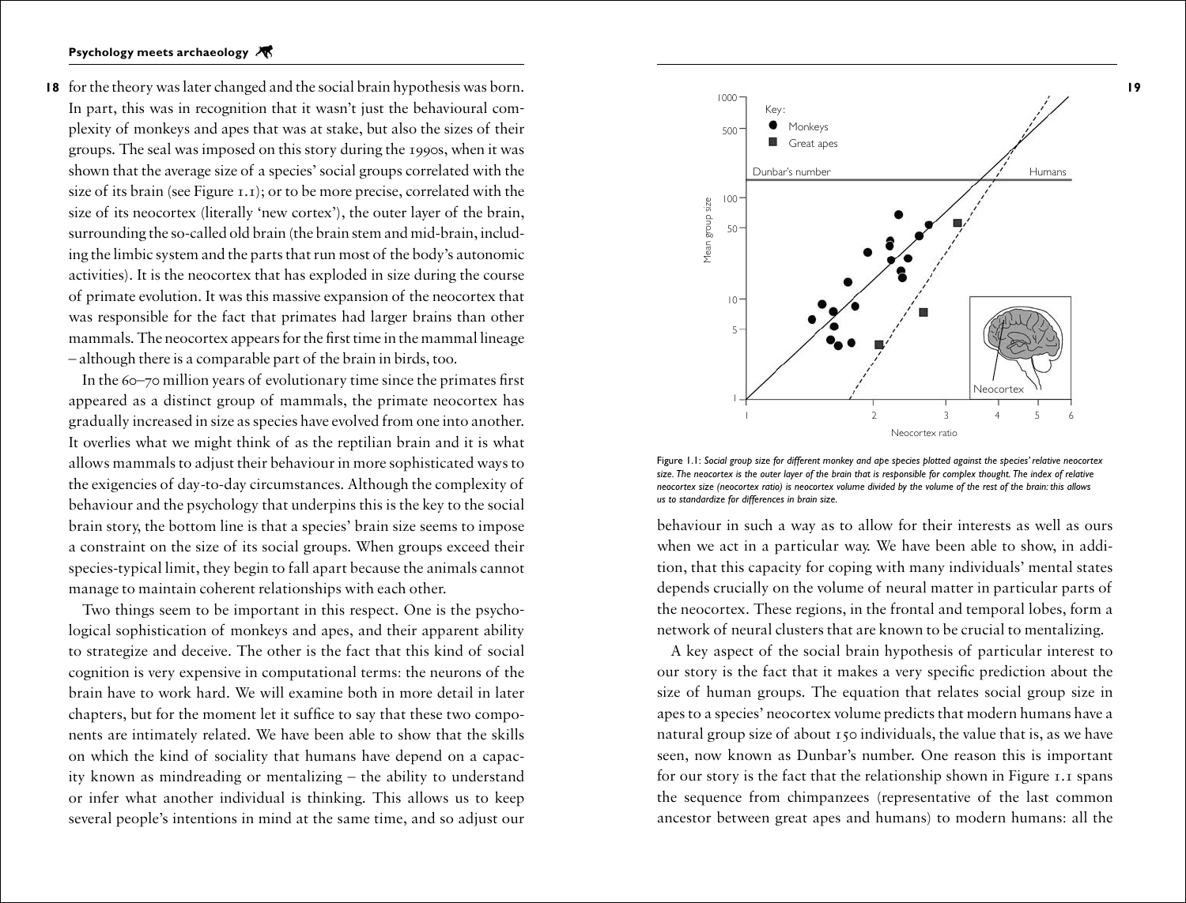for the theory was later changed and the social brain hypothesis was born. In part, this was in recognition that it wasn't just the behavioural complexity of monkeys and apes that was at stake, but also the sizes of their groups. The seal was imposed on this story during the 1990s, when it was shown that the average size of a species' social groups correlated with the size of its brain (see Figure 1.1); or to be more precise, correlated with the size of its neocortex (literally 'new cortex'), the outer layer of the brain, surrounding the so-called old brain (the brain stem and mid-brain, including the limbic system and the parts that run most of the body's autonomic activities). It is the neocortex that has exploded in size during the course of primate evolution. It was this massive expansion of the neocortex that was responsible for the fact that primates had larger brains than other mammals. The neocortex appears for the first time in the mammal lineage – although there is a comparable part of the brain in birds, too.

In the 60–70 million years of evolutionary time since the primates first appeared as a distinct group of mammals, the primate neocortex has gradually increased in size as species have evolved from one into another. It overlies what we might think of as the reptilian brain and it is what allows mammals to adjust their behaviour in more sophisticated ways to the exigencies of day-to-day circumstances. Although the complexity of behaviour and the psychology that underpins this is the key to the social brain story, the bottom line is that a species' brain size seems to impose a constraint on the size of its social groups. When groups exceed their species-typical limit, they begin to fall apart because the animals cannot manage to maintain coherent relationships with each other.

Two things seem to be important in this respect. One is the psychological sophistication of monkeys and apes, and their apparent ability to strategize and deceive. The other is the fact that this kind of social cognition is very expensive in computational terms: the neurons of the brain have to work hard. We will examine both in more detail in later chapters, but for the moment let it suffice to say that these two components are intimately related. We have been able to show that the skills on which the kind of sociality that humans have depend on a capacity known as mindreading or mentalizing – the ability to understand or infer what another individual is thinking. This allows us to keep several people's intentions in mind at the same time, and so adjust our behaviour in such a way as to allow for their interests as well as ours when we act in a particular way. We have been able to show, in addition, that this capacity for coping with many individuals' mental states depends crucially on the volume of neural matter in particular parts of the neocortex. These regions, in the frontal and temporal lobes, form a network of neural clusters that are known to be crucial to mentalizing.

Key:
Monkeys
Great apes
Dunbar's number
Humans
Mean group size
1000
500
100
50
10
5
1
Neocortex
1
2
3
4
5
6
Neocortex ratio

Figure 1.1: *Social group size for different monkey and ape species plotted against the species' relative neocortex size. The neocortex is the outer layer of the brain that is responsible for complex thought. The index of relative neocortex size (neocortex ratio) is neocortex volume divided by the volume of the rest of the brain: this allows us to standardize for differences in brain size.*

A key aspect of the social brain hypothesis of particular interest to our story is the fact that it makes a very specific prediction about the size of human groups. The equation that relates social group size in apes to a species' neocortex volume predicts that modern humans have a natural group size of about 150 individuals, the value that is, as we have seen, now known as Dunbar's number. One reason this is important for our story is the fact that the relationship shown in Figure 1.1 spans the sequence from chimpanzees (representative of the last common ancestor between great apes and humans) to modern humans: all the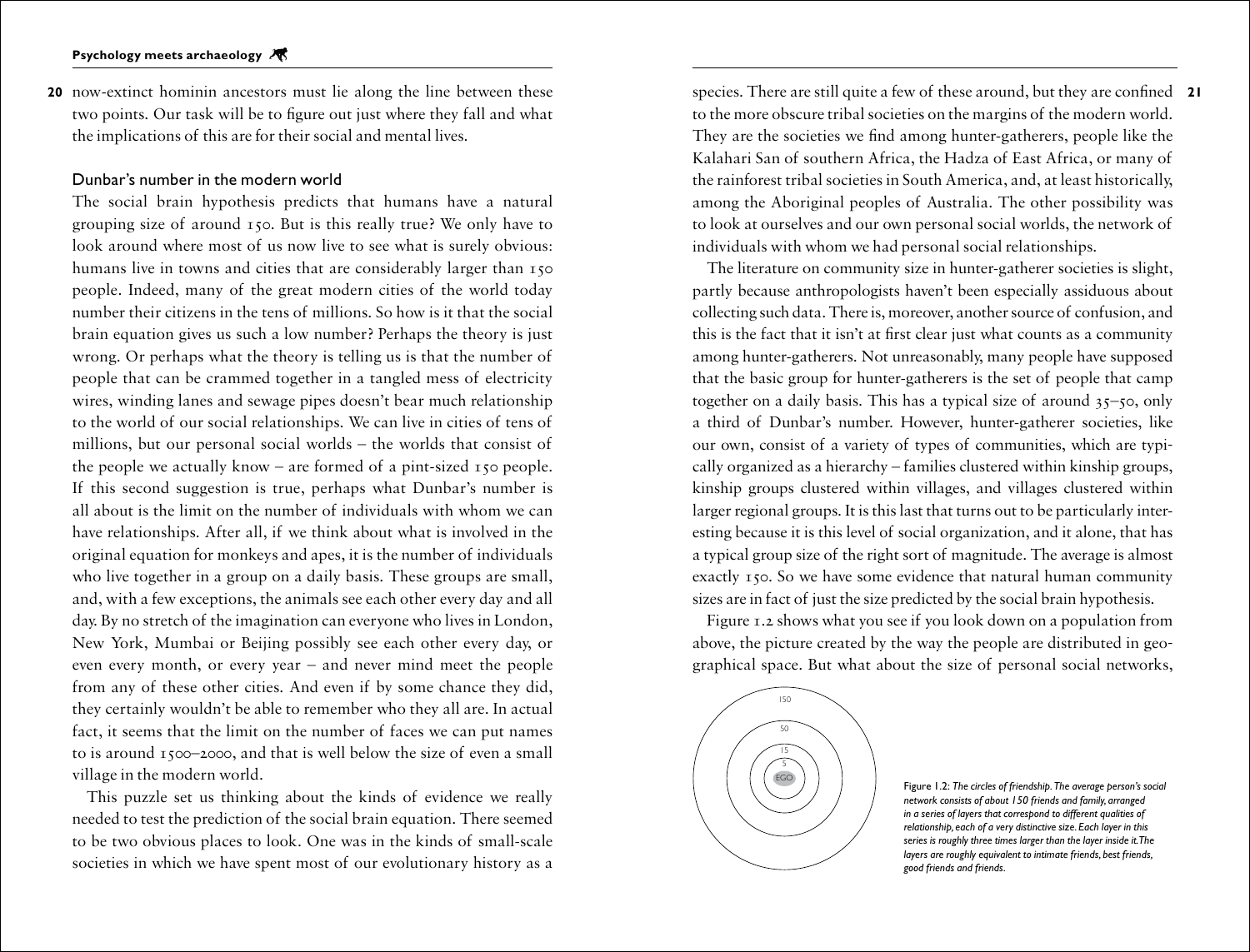now-extinct hominin ancestors must lie along the line between these two points. Our task will be to figure out just where they fall and what the implications of this are for their social and mental lives.

## Dunbar's number in the modern world

The social brain hypothesis predicts that humans have a natural grouping size of around 150. But is this really true? We only have to look around where most of us now live to see what is surely obvious: humans live in towns and cities that are considerably larger than 150 people. Indeed, many of the great modern cities of the world today number their citizens in the tens of millions. So how is it that the social brain equation gives us such a low number? Perhaps the theory is just wrong. Or perhaps what the theory is telling us is that the number of people that can be crammed together in a tangled mess of electricity wires, winding lanes and sewage pipes doesn't bear much relationship to the world of our social relationships. We can live in cities of tens of millions, but our personal social worlds – the worlds that consist of the people we actually know – are formed of a pint-sized 150 people. If this second suggestion is true, perhaps what Dunbar's number is all about is the limit on the number of individuals with whom we can have relationships. After all, if we think about what is involved in the original equation for monkeys and apes, it is the number of individuals who live together in a group on a daily basis. These groups are small, and, with a few exceptions, the animals see each other every day and all day. By no stretch of the imagination can everyone who lives in London, New York, Mumbai or Beijing possibly see each other every day, or even every month, or every year – and never mind meet the people from any of these other cities. And even if by some chance they did, they certainly wouldn't be able to remember who they all are. In actual fact, it seems that the limit on the number of faces we can put names to is around 1500–2000, and that is well below the size of even a small village in the modern world.

This puzzle set us thinking about the kinds of evidence we really needed to test the prediction of the social brain equation. There seemed to be two obvious places to look. One was in the kinds of small-scale societies in which we have spent most of our evolutionary history as a species. There are still quite a few of these around, but they are confined to the more obscure tribal societies on the margins of the modern world. They are the societies we find among hunter-gatherers, people like the Kalahari San of southern Africa, the Hadza of East Africa, or many of the rainforest tribal societies in South America, and, at least historically, among the Aboriginal peoples of Australia. The other possibility was to look at ourselves and our own personal social worlds, the network of individuals with whom we had personal social relationships.

The literature on community size in hunter-gatherer societies is slight, partly because anthropologists haven't been especially assiduous about collecting such data. There is, moreover, another source of confusion, and this is the fact that it isn't at first clear just what counts as a community among hunter-gatherers. Not unreasonably, many people have supposed that the basic group for hunter-gatherers is the set of people that camp together on a daily basis. This has a typical size of around 35–50, only a third of Dunbar's number. However, hunter-gatherer societies, like our own, consist of a variety of types of communities, which are typically organized as a hierarchy – families clustered within kinship groups, kinship groups clustered within villages, and villages clustered within larger regional groups. It is this last that turns out to be particularly interesting because it is this level of social organization, and it alone, that has a typical group size of the right sort of magnitude. The average is almost exactly 150. So we have some evidence that natural human community sizes are in fact of just the size predicted by the social brain hypothesis.

Figure 1.2 shows what you see if you look down on a population from above, the picture created by the way the people are distributed in geographical space. But what about the size of personal social networks,

150
50
15
5
EGO

Figure 1.2: *The circles of friendship. The average person's social network consists of about 150 friends and family, arranged in a series of layers that correspond to different qualities of relationship, each of a very distinctive size. Each layer in this series is roughly three times larger than the layer inside it. The layers are roughly equivalent to intimate friends, best friends, good friends and friends.*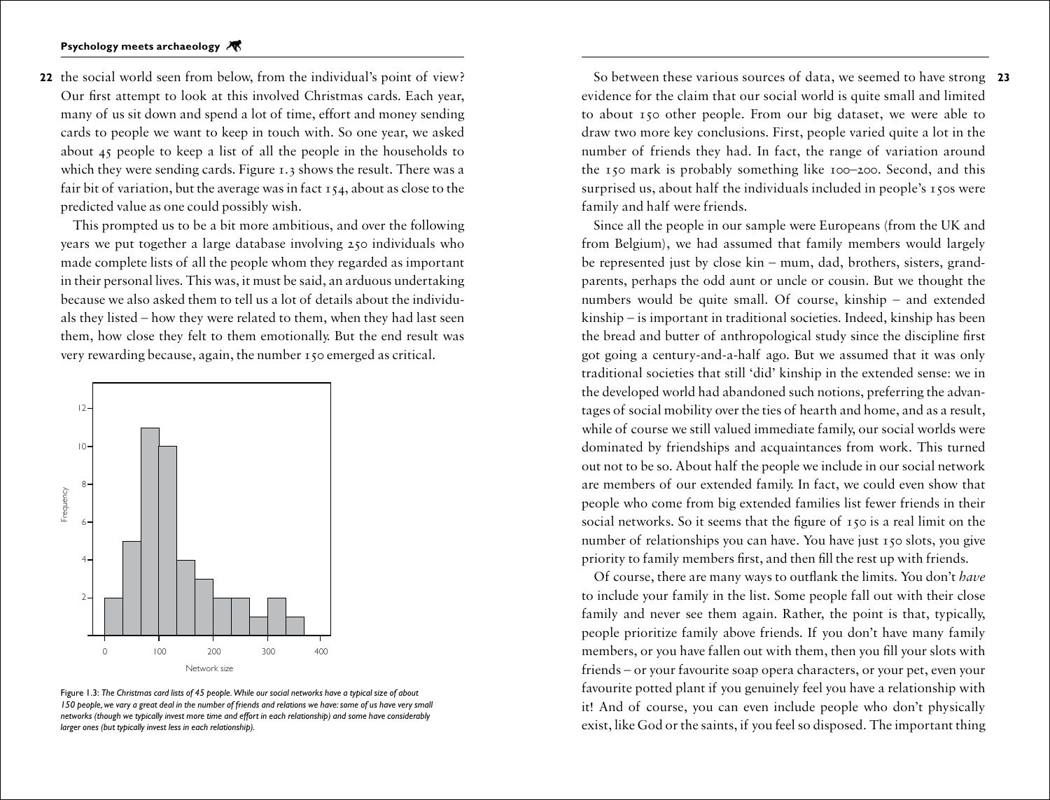the social world seen from below, from the individual's point of view? Our first attempt to look at this involved Christmas cards. Each year, many of us sit down and spend a lot of time, effort and money sending cards to people we want to keep in touch with. So one year, we asked about 45 people to keep a list of all the people in the households to which they were sending cards. Figure 1.3 shows the result. There was a fair bit of variation, but the average was in fact 154, about as close to the predicted value as one could possibly wish.

This prompted us to be a bit more ambitious, and over the following years we put together a large database involving 250 individuals who made complete lists of all the people whom they regarded as important in their personal lives. This was, it must be said, an arduous undertaking because we also asked them to tell us a lot of details about the individuals they listed – how they were related to them, when they had last seen them, how close they felt to them emotionally. But the end result was very rewarding because, again, the number 150 emerged as critical.

Frequency

12
10
8
6
4
2

0
100
200
300
400

Network size

**Figure 1.3**: *The Christmas card lists of 45 people. While our social networks have a typical size of about 150 people, we vary a great deal in the number of friends and relations we have: some of us have very small networks (though we typically invest more time and effort in each relationship) and some have considerably larger ones (but typically invest less in each relationship).*

So between these various sources of data, we seemed to have strong evidence for the claim that our social world is quite small and limited to about 150 other people. From our big dataset, we were able to draw two more key conclusions. First, people varied quite a lot in the number of friends they had. In fact, the range of variation around the 150 mark is probably something like 100–200. Second, and this surprised us, about half the individuals included in people's 150s were family and half were friends.

Since all the people in our sample were Europeans (from the UK and from Belgium), we had assumed that family members would largely be represented just by close kin – mum, dad, brothers, sisters, grandparents, perhaps the odd aunt or uncle or cousin. But we thought the numbers would be quite small. Of course, kinship – and extended kinship – is important in traditional societies. Indeed, kinship has been the bread and butter of anthropological study since the discipline first got going a century-and-a-half ago. But we assumed that it was only traditional societies that still 'did' kinship in the extended sense: we in the developed world had abandoned such notions, preferring the advantages of social mobility over the ties of hearth and home, and as a result, while of course we still valued immediate family, our social worlds were dominated by friendships and acquaintances from work. This turned out not to be so. About half the people we include in our social network are members of our extended family. In fact, we could even show that people who come from big extended families list fewer friends in their social networks. So it seems that the figure of 150 is a real limit on the number of relationships you can have. You have just 150 slots, you give priority to family members first, and then fill the rest up with friends.

Of course, there are many ways to outflank the limits. You don't *have* to include your family in the list. Some people fall out with their close family and never see them again. Rather, the point is that, typically, people prioritize family above friends. If you don't have many family members, or you have fallen out with them, then you fill your slots with friends – or your favourite soap opera characters, or your pet, even your favourite potted plant if you genuinely feel you have a relationship with it! And of course, you can even include people who don't physically exist, like God or the saints, if you feel so disposed. The important thing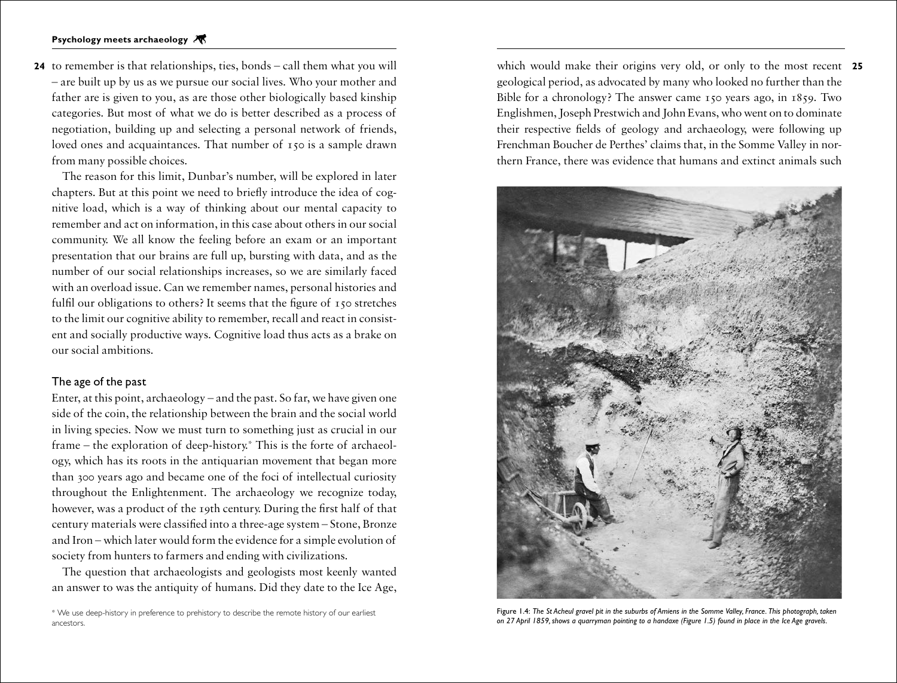to remember is that relationships, ties, bonds – call them what you will – are built up by us as we pursue our social lives. Who your mother and father are is given to you, as are those other biologically based kinship categories. But most of what we do is better described as a process of negotiation, building up and selecting a personal network of friends, loved ones and acquaintances. That number of 150 is a sample drawn from many possible choices.

The reason for this limit, Dunbar's number, will be explored in later chapters. But at this point we need to briefly introduce the idea of cognitive load, which is a way of thinking about our mental capacity to remember and act on information, in this case about others in our social community. We all know the feeling before an exam or an important presentation that our brains are full up, bursting with data, and as the number of our social relationships increases, so we are similarly faced with an overload issue. Can we remember names, personal histories and fulfil our obligations to others? It seems that the figure of 150 stretches to the limit our cognitive ability to remember, recall and react in consistent and socially productive ways. Cognitive load thus acts as a brake on our social ambitions.

## The age of the past

Enter, at this point, archaeology – and the past. So far, we have given one side of the coin, the relationship between the brain and the social world in living species. Now we must turn to something just as crucial in our frame – the exploration of deep-history.* This is the forte of archaeology, which has its roots in the antiquarian movement that began more than 300 years ago and became one of the foci of intellectual curiosity throughout the Enlightenment. The archaeology we recognize today, however, was a product of the 19th century. During the first half of that century materials were classified into a three-age system – Stone, Bronze and Iron – which later would form the evidence for a simple evolution of society from hunters to farmers and ending with civilizations.

The question that archaeologists and geologists most keenly wanted an answer to was the antiquity of humans. Did they date to the Ice Age, which would make their origins very old, or only to the most recent geological period, as advocated by many who looked no further than the Bible for a chronology? The answer came 150 years ago, in 1859. Two Englishmen, Joseph Prestwich and John Evans, who went on to dominate their respective fields of geology and archaeology, were following up Frenchman Boucher de Perthes' claims that, in the Somme Valley in northern France, there was evidence that humans and extinct animals such

Figure 1.4: *The St Acheul gravel pit in the suburbs of Amiens in the Somme Valley, France. This photograph, taken on 27 April 1859, shows a quarryman pointing to a handaxe (Figure 1.5) found in place in the Ice Age gravels.*

* We use deep-history in preference to prehistory to describe the remote history of our earliest ancestors.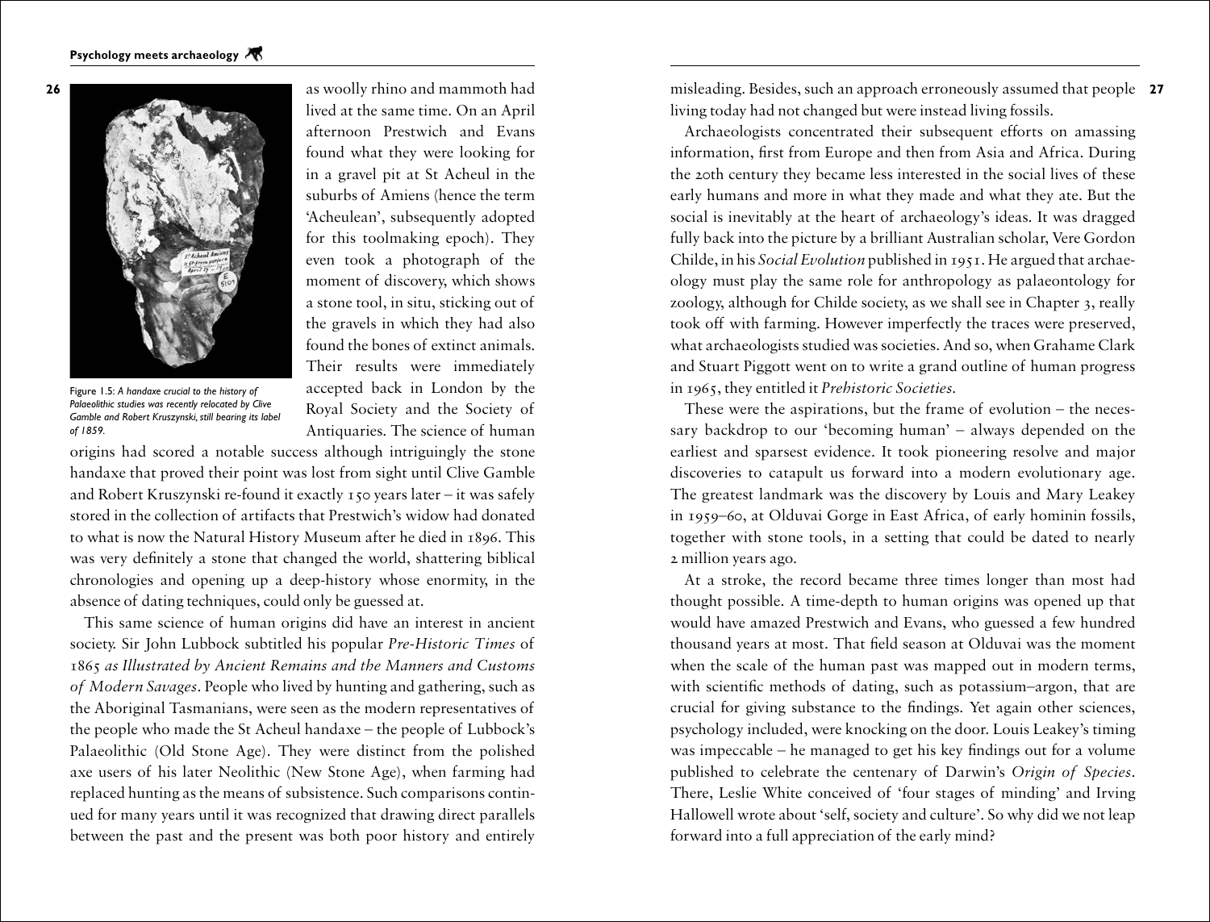as woolly rhino and mammoth had lived at the same time. On an April afternoon Prestwich and Evans found what they were looking for in a gravel pit at St Acheul in the suburbs of Amiens (hence the term 'Acheulean', subsequently adopted for this toolmaking epoch). They even took a photograph of the moment of discovery, which shows a stone tool, in situ, sticking out of the gravels in which they had also found the bones of extinct animals. Their results were immediately accepted back in London by the Royal Society and the Society of Antiquaries. The science of human origins had scored a notable success although intriguingly the stone handaxe that proved their point was lost from sight until Clive Gamble and Robert Kruszynski re-found it exactly 150 years later – it was safely stored in the collection of artifacts that Prestwich's widow had donated to what is now the Natural History Museum after he died in 1896. This was very definitely a stone that changed the world, shattering biblical chronologies and opening up a deep-history whose enormity, in the absence of dating techniques, could only be guessed at.

Figure 1.5: *A handaxe crucial to the history of Palaeolithic studies was recently relocated by Clive Gamble and Robert Kruszynski, still bearing its label of 1859.*

This same science of human origins did have an interest in ancient society. Sir John Lubbock subtitled his popular *Pre-Historic Times* of *1865 as Illustrated by Ancient Remains and the Manners and Customs of Modern Savages*. People who lived by hunting and gathering, such as the Aboriginal Tasmanians, were seen as the modern representatives of the people who made the St Acheul handaxe – the people of Lubbock's Palaeolithic (Old Stone Age). They were distinct from the polished axe users of his later Neolithic (New Stone Age), when farming had replaced hunting as the means of subsistence. Such comparisons continued for many years until it was recognized that drawing direct parallels between the past and the present was both poor history and entirely misleading. Besides, such an approach erroneously assumed that people living today had not changed but were instead living fossils.

Archaeologists concentrated their subsequent efforts on amassing information, first from Europe and then from Asia and Africa. During the 20th century they became less interested in the social lives of these early humans and more in what they made and what they ate. But the social is inevitably at the heart of archaeology's ideas. It was dragged fully back into the picture by a brilliant Australian scholar, Vere Gordon Childe, in his *Social Evolution* published in 1951. He argued that archaeology must play the same role for anthropology as palaeontology for zoology, although for Childe society, as we shall see in Chapter 3, really took off with farming. However imperfectly the traces were preserved, what archaeologists studied was societies. And so, when Grahame Clark and Stuart Piggott went on to write a grand outline of human progress in 1965, they entitled it *Prehistoric Societies*.

These were the aspirations, but the frame of evolution – the necessary backdrop to our 'becoming human' – always depended on the earliest and sparsest evidence. It took pioneering resolve and major discoveries to catapult us forward into a modern evolutionary age. The greatest landmark was the discovery by Louis and Mary Leakey in 1959–60, at Olduvai Gorge in East Africa, of early hominin fossils, together with stone tools, in a setting that could be dated to nearly 2 million years ago.

At a stroke, the record became three times longer than most had thought possible. A time-depth to human origins was opened up that would have amazed Prestwich and Evans, who guessed a few hundred thousand years at most. That field season at Olduvai was the moment when the scale of the human past was mapped out in modern terms, with scientific methods of dating, such as potassium–argon, that are crucial for giving substance to the findings. Yet again other sciences, psychology included, were knocking on the door. Louis Leakey's timing was impeccable – he managed to get his key findings out for a volume published to celebrate the centenary of Darwin's *Origin of Species*. There, Leslie White conceived of 'four stages of minding' and Irving Hallowell wrote about 'self, society and culture'. So why did we not leap forward into a full appreciation of the early mind?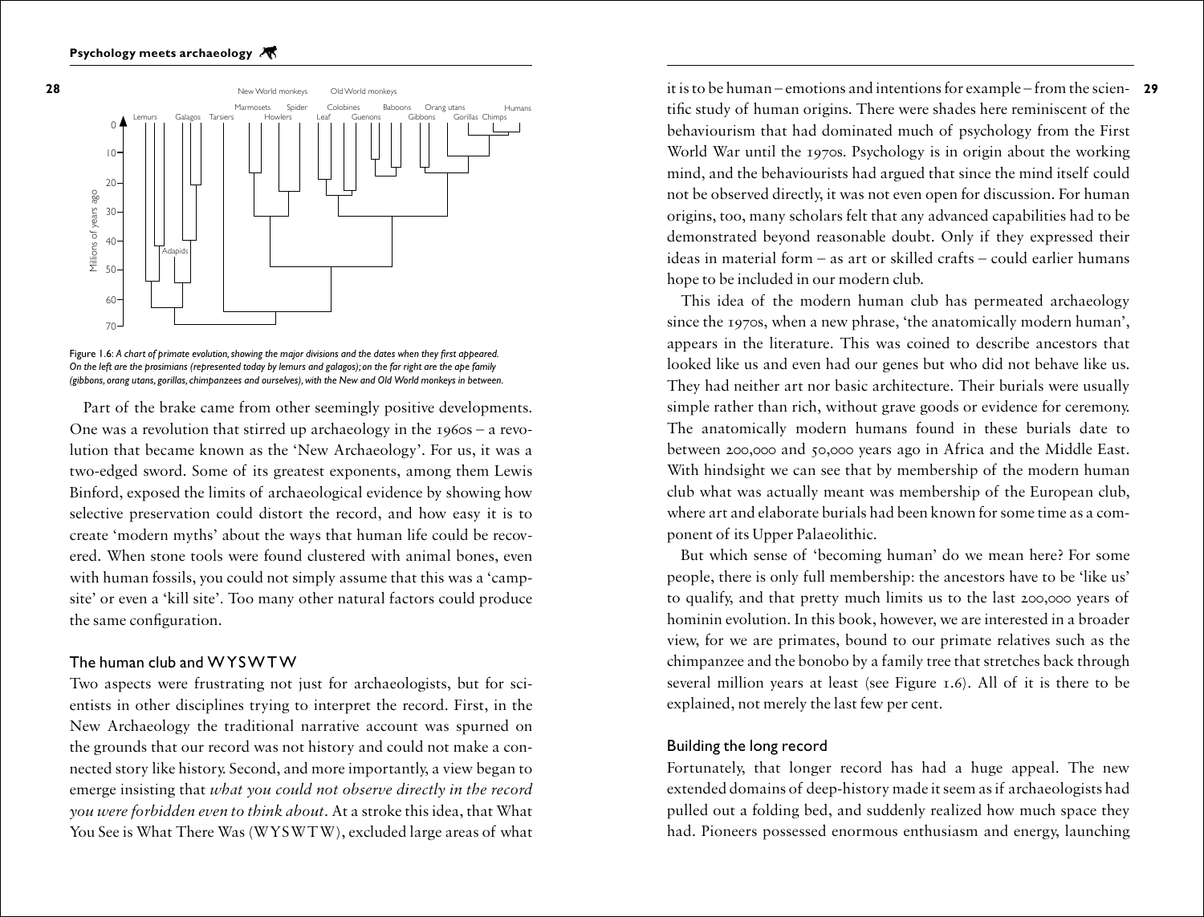Figure 1.6: *A chart of primate evolution, showing the major divisions and the dates when they first appeared. On the left are the prosimians (represented today by lemurs and galagos); on the far right are the ape family (gibbons, orang utans, gorillas, chimpanzees and ourselves), with the New and Old World monkeys in between.*

Part of the brake came from other seemingly positive developments. One was a revolution that stirred up archaeology in the 1960s – a revolution that became known as the 'New Archaeology'. For us, it was a two-edged sword. Some of its greatest exponents, among them Lewis Binford, exposed the limits of archaeological evidence by showing how selective preservation could distort the record, and how easy it is to create 'modern myths' about the ways that human life could be recovered. When stone tools were found clustered with animal bones, even with human fossils, you could not simply assume that this was a 'campsite' or even a 'kill site'. Too many other natural factors could produce the same configuration.

## The human club and WYSWTW

Two aspects were frustrating not just for archaeologists, but for scientists in other disciplines trying to interpret the record. First, in the New Archaeology the traditional narrative account was spurned on the grounds that our record was not history and could not make a connected story like history. Second, and more importantly, a view began to emerge insisting that *what you could not observe directly in the record you were forbidden even to think about*. At a stroke this idea, that What You See is What There Was (WYSWTW), excluded large areas of what it is to be human – emotions and intentions for example – from the scientific study of human origins. There were shades here reminiscent of the behaviourism that had dominated much of psychology from the First World War until the 1970s. Psychology is in origin about the working mind, and the behaviourists had argued that since the mind itself could not be observed directly, it was not even open for discussion. For human origins, too, many scholars felt that any advanced capabilities had to be demonstrated beyond reasonable doubt. Only if they expressed their ideas in material form – as art or skilled crafts – could earlier humans hope to be included in our modern club.

This idea of the modern human club has permeated archaeology since the 1970s, when a new phrase, 'the anatomically modern human', appears in the literature. This was coined to describe ancestors that looked like us and even had our genes but who did not behave like us. They had neither art nor basic architecture. Their burials were usually simple rather than rich, without grave goods or evidence for ceremony. The anatomically modern humans found in these burials date to between 200,000 and 50,000 years ago in Africa and the Middle East. With hindsight we can see that by membership of the modern human club what was actually meant was membership of the European club, where art and elaborate burials had been known for some time as a component of its Upper Palaeolithic.

But which sense of 'becoming human' do we mean here? For some people, there is only full membership: the ancestors have to be 'like us' to qualify, and that pretty much limits us to the last 200,000 years of hominin evolution. In this book, however, we are interested in a broader view, for we are primates, bound to our primate relatives such as the chimpanzee and the bonobo by a family tree that stretches back through several million years at least (see Figure 1.6). All of it is there to be explained, not merely the last few per cent.

## Building the long record

Fortunately, that longer record has had a huge appeal. The new extended domains of deep-history made it seem as if archaeologists had pulled out a folding bed, and suddenly realized how much space they had. Pioneers possessed enormous enthusiasm and energy, launching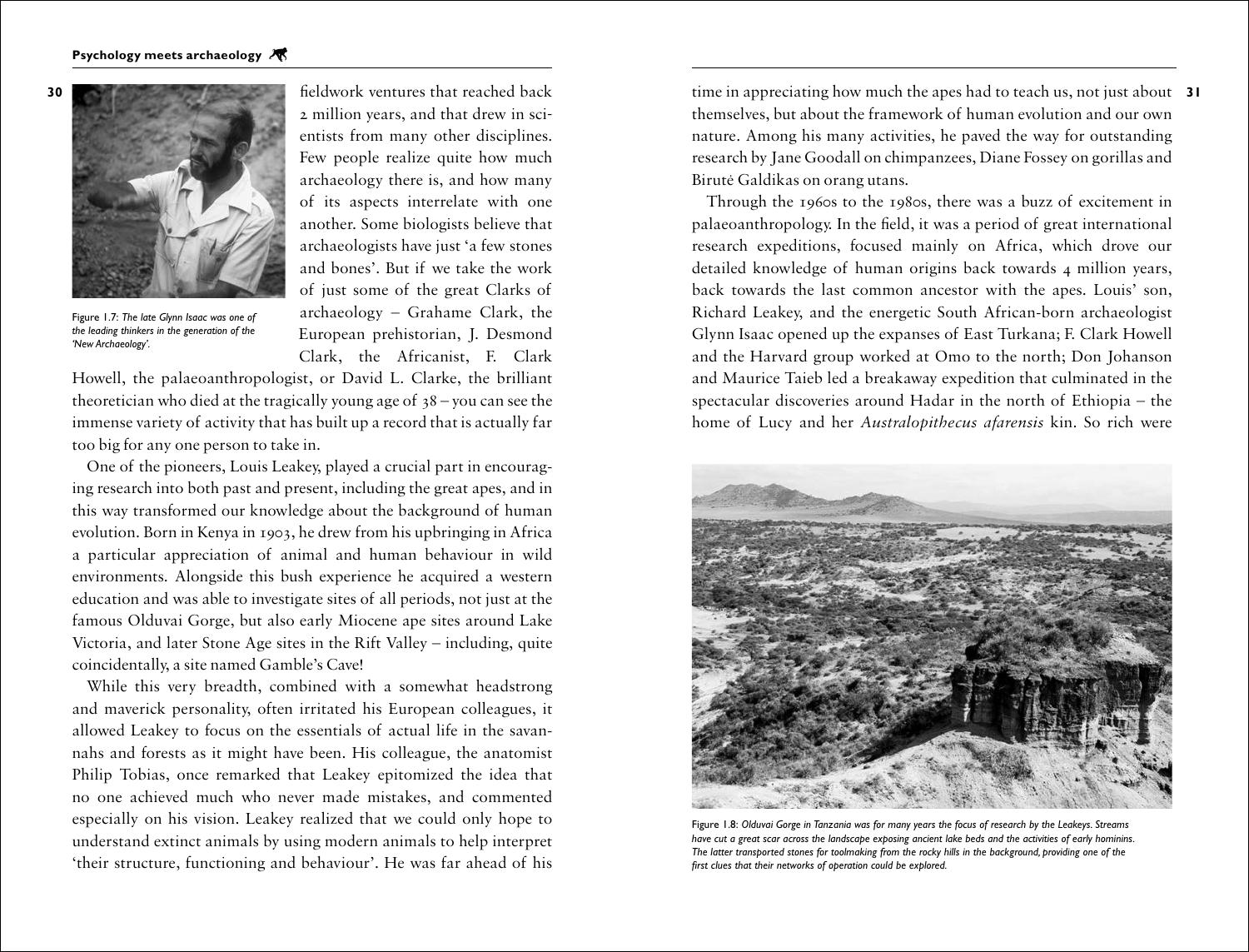fieldwork ventures that reached back 2 million years, and that drew in scientists from many other disciplines. Few people realize quite how much archaeology there is, and how many of its aspects interrelate with one another. Some biologists believe that archaeologists have just 'a few stones and bones'. But if we take the work of just some of the great Clarks of archaeology – Grahame Clark, the European prehistorian, J. Desmond Clark, the Africanist, F. Clark Howell, the palaeoanthropologist, or David L. Clarke, the brilliant theoretician who died at the tragically young age of 38 – you can see the immense variety of activity that has built up a record that is actually far too big for any one person to take in.

Figure 1.7: *The late Glynn Isaac was one of the leading thinkers in the generation of the 'New Archaeology'.*

One of the pioneers, Louis Leakey, played a crucial part in encouraging research into both past and present, including the great apes, and in this way transformed our knowledge about the background of human evolution. Born in Kenya in 1903, he drew from his upbringing in Africa a particular appreciation of animal and human behaviour in wild environments. Alongside this bush experience he acquired a western education and was able to investigate sites of all periods, not just at the famous Olduvai Gorge, but also early Miocene ape sites around Lake Victoria, and later Stone Age sites in the Rift Valley – including, quite coincidentally, a site named Gamble's Cave!

While this very breadth, combined with a somewhat headstrong and maverick personality, often irritated his European colleagues, it allowed Leakey to focus on the essentials of actual life in the savannahs and forests as it might have been. His colleague, the anatomist Philip Tobias, once remarked that Leakey epitomized the idea that no one achieved much who never made mistakes, and commented especially on his vision. Leakey realized that we could only hope to understand extinct animals by using modern animals to help interpret 'their structure, functioning and behaviour'. He was far ahead of his time in appreciating how much the apes had to teach us, not just about themselves, but about the framework of human evolution and our own nature. Among his many activities, he paved the way for outstanding research by Jane Goodall on chimpanzees, Diane Fossey on gorillas and Birutė Galdikas on orang utans.

Through the 1960s to the 1980s, there was a buzz of excitement in palaeoanthropology. In the field, it was a period of great international research expeditions, focused mainly on Africa, which drove our detailed knowledge of human origins back towards 4 million years, back towards the last common ancestor with the apes. Louis' son, Richard Leakey, and the energetic South African-born archaeologist Glynn Isaac opened up the expanses of East Turkana; F. Clark Howell and the Harvard group worked at Omo to the north; Don Johanson and Maurice Taieb led a breakaway expedition that culminated in the spectacular discoveries around Hadar in the north of Ethiopia – the home of Lucy and her *Australopithecus afarensis* kin. So rich were

Figure 1.8: *Olduvai Gorge in Tanzania was for many years the focus of research by the Leakeys. Streams have cut a great scar across the landscape exposing ancient lake beds and the activities of early hominins. The latter transported stones for toolmaking from the rocky hills in the background, providing one of the first clues that their networks of operation could be explored.*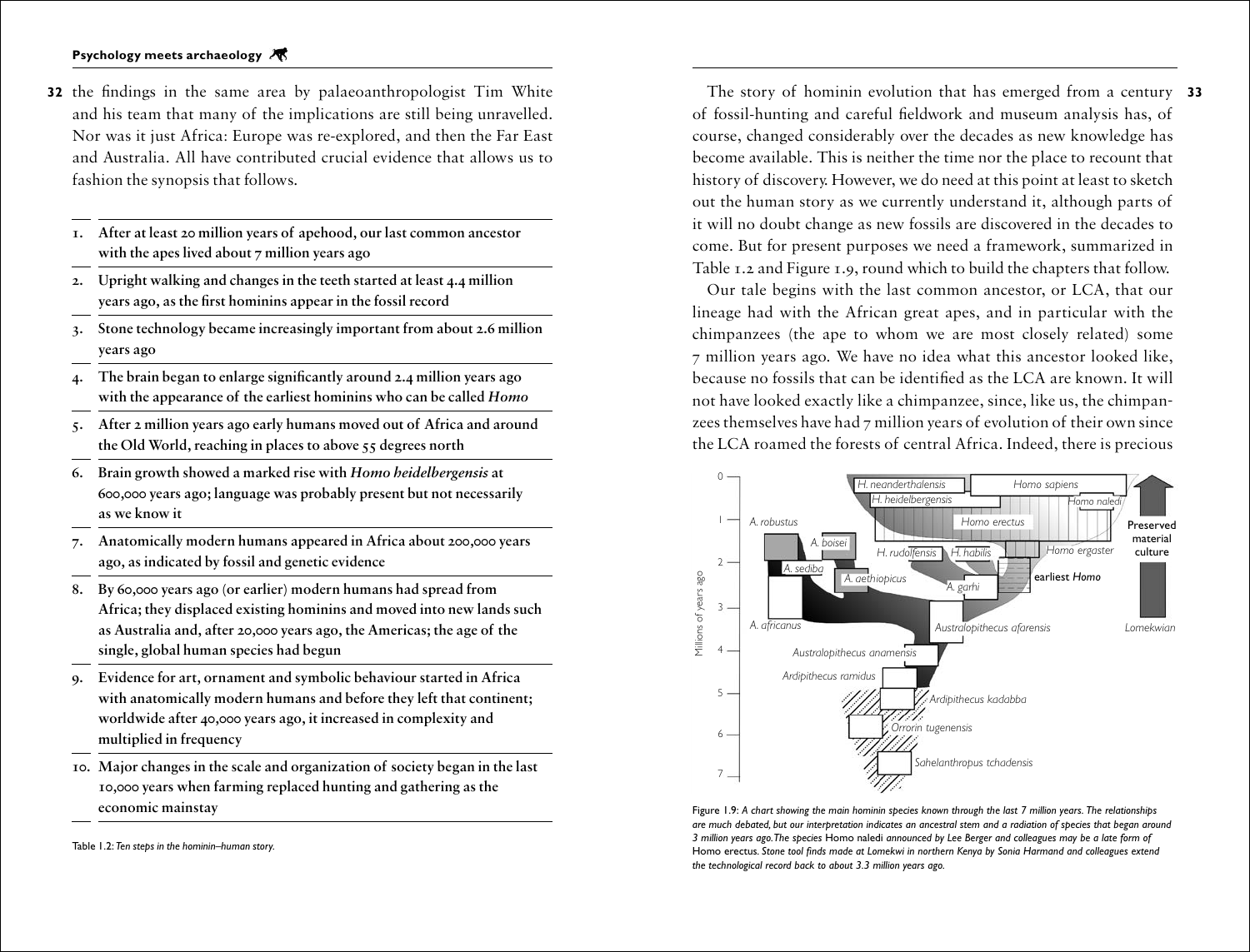the findings in the same area by palaeoanthropologist Tim White and his team that many of the implications are still being unravelled. Nor was it just Africa: Europe was re-explored, and then the Far East and Australia. All have contributed crucial evidence that allows us to fashion the synopsis that follows.

1. **After at least 20 million years of apehood, our last common ancestor with the apes lived about 7 million years ago**
2. **Upright walking and changes in the teeth started at least 4.4 million years ago, as the first hominins appear in the fossil record**
3. **Stone technology became increasingly important from about 2.6 million years ago**
4. **The brain began to enlarge significantly around 2.4 million years ago with the appearance of the earliest hominins who can be called *Homo***
5. **After 2 million years ago early humans moved out of Africa and around the Old World, reaching in places to above 55 degrees north**
6. **Brain growth showed a marked rise with *Homo heidelbergensis* at 600,000 years ago; language was probably present but not necessarily as we know it**
7. **Anatomically modern humans appeared in Africa about 200,000 years ago, as indicated by fossil and genetic evidence**
8. **By 60,000 years ago (or earlier) modern humans had spread from Africa; they displaced existing hominins and moved into new lands such as Australia and, after 20,000 years ago, the Americas; the age of the single, global human species had begun**
9. **Evidence for art, ornament and symbolic behaviour started in Africa with anatomically modern humans and before they left that continent; worldwide after 40,000 years ago, it increased in complexity and multiplied in frequency**
10. **Major changes in the scale and organization of society began in the last 10,000 years when farming replaced hunting and gathering as the economic mainstay**

Table 1.2: *Ten steps in the hominin–human story.*

The story of hominin evolution that has emerged from a century of fossil-hunting and careful fieldwork and museum analysis has, of course, changed considerably over the decades as new knowledge has become available. This is neither the time nor the place to recount that history of discovery. However, we do need at this point at least to sketch out the human story as we currently understand it, although parts of it will no doubt change as new fossils are discovered in the decades to come. But for present purposes we need a framework, summarized in Table 1.2 and Figure 1.9, round which to build the chapters that follow.

Our tale begins with the last common ancestor, or LCA, that our lineage had with the African great apes, and in particular with the chimpanzees (the ape to whom we are most closely related) some 7 million years ago. We have no idea what this ancestor looked like, because no fossils that can be identified as the LCA are known. It will not have looked exactly like a chimpanzee, since, like us, the chimpanzees themselves have had 7 million years of evolution of their own since the LCA roamed the forests of central Africa. Indeed, there is precious

Figure 1.9: *A chart showing the main hominin species known through the last 7 million years. The relationships are much debated, but our interpretation indicates an ancestral stem and a radiation of species that began around 3 million years ago. The species* Homo naledi *announced by Lee Berger and colleagues may be a late form of* Homo erectus. *Stone tool finds made at Lomekwi in northern Kenya by Sonia Harmand and colleagues extend the technological record back to about 3.3 million years ago.*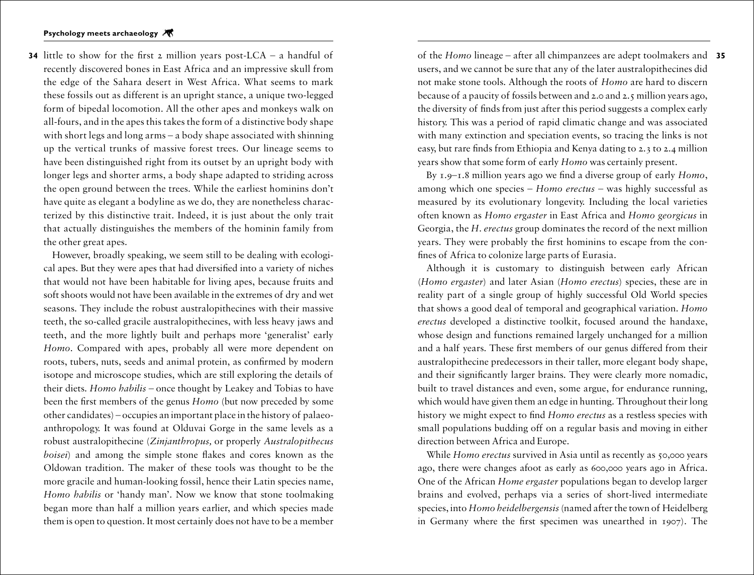little to show for the first 2 million years post-LCA – a handful of recently discovered bones in East Africa and an impressive skull from the edge of the Sahara desert in West Africa. What seems to mark these fossils out as different is an upright stance, a unique two-legged form of bipedal locomotion. All the other apes and monkeys walk on all-fours, and in the apes this takes the form of a distinctive body shape with short legs and long arms – a body shape associated with shinning up the vertical trunks of massive forest trees. Our lineage seems to have been distinguished right from its outset by an upright body with longer legs and shorter arms, a body shape adapted to striding across the open ground between the trees. While the earliest hominins don't have quite as elegant a bodyline as we do, they are nonetheless characterized by this distinctive trait. Indeed, it is just about the only trait that actually distinguishes the members of the hominin family from the other great apes.

However, broadly speaking, we seem still to be dealing with ecological apes. But they were apes that had diversified into a variety of niches that would not have been habitable for living apes, because fruits and soft shoots would not have been available in the extremes of dry and wet seasons. They include the robust australopithecines with their massive teeth, the so-called gracile australopithecines, with less heavy jaws and teeth, and the more lightly built and perhaps more 'generalist' early *Homo*. Compared with apes, probably all were more dependent on roots, tubers, nuts, seeds and animal protein, as confirmed by modern isotope and microscope studies, which are still exploring the details of their diets. *Homo habilis* – once thought by Leakey and Tobias to have been the first members of the genus *Homo* (but now preceded by some other candidates) – occupies an important place in the history of palaeoanthropology. It was found at Olduvai Gorge in the same levels as a robust australopithecine (*Zinjanthropus,* or properly *Australopithecus boisei*) and among the simple stone flakes and cores known as the Oldowan tradition. The maker of these tools was thought to be the more gracile and human-looking fossil, hence their Latin species name, *Homo habilis* or 'handy man'. Now we know that stone toolmaking began more than half a million years earlier, and which species made them is open to question. It most certainly does not have to be a member of the *Homo* lineage – after all chimpanzees are adept toolmakers and users, and we cannot be sure that any of the later australopithecines did not make stone tools. Although the roots of *Homo* are hard to discern because of a paucity of fossils between and 2.0 and 2.5 million years ago, the diversity of finds from just after this period suggests a complex early history. This was a period of rapid climatic change and was associated with many extinction and speciation events, so tracing the links is not easy, but rare finds from Ethiopia and Kenya dating to 2.3 to 2.4 million years show that some form of early *Homo* was certainly present.

By 1.9–1.8 million years ago we find a diverse group of early *Homo*, among which one species – *Homo erectus* – was highly successful as measured by its evolutionary longevity. Including the local varieties often known as *Homo ergaster* in East Africa and *Homo georgicus* in Georgia, the *H. erectus* group dominates the record of the next million years. They were probably the first hominins to escape from the confines of Africa to colonize large parts of Eurasia.

Although it is customary to distinguish between early African (*Homo ergaster*) and later Asian (*Homo erectus*) species, these are in reality part of a single group of highly successful Old World species that shows a good deal of temporal and geographical variation. *Homo erectus* developed a distinctive toolkit, focused around the handaxe, whose design and functions remained largely unchanged for a million and a half years. These first members of our genus differed from their australopithecine predecessors in their taller, more elegant body shape, and their significantly larger brains. They were clearly more nomadic, built to travel distances and even, some argue, for endurance running, which would have given them an edge in hunting. Throughout their long history we might expect to find *Homo erectus* as a restless species with small populations budding off on a regular basis and moving in either direction between Africa and Europe.

While *Homo erectus* survived in Asia until as recently as 50,000 years ago, there were changes afoot as early as 600,000 years ago in Africa. One of the African *Home ergaster* populations began to develop larger brains and evolved, perhaps via a series of short-lived intermediate species, into *Homo heidelbergensis* (named after the town of Heidelberg in Germany where the first specimen was unearthed in 1907). The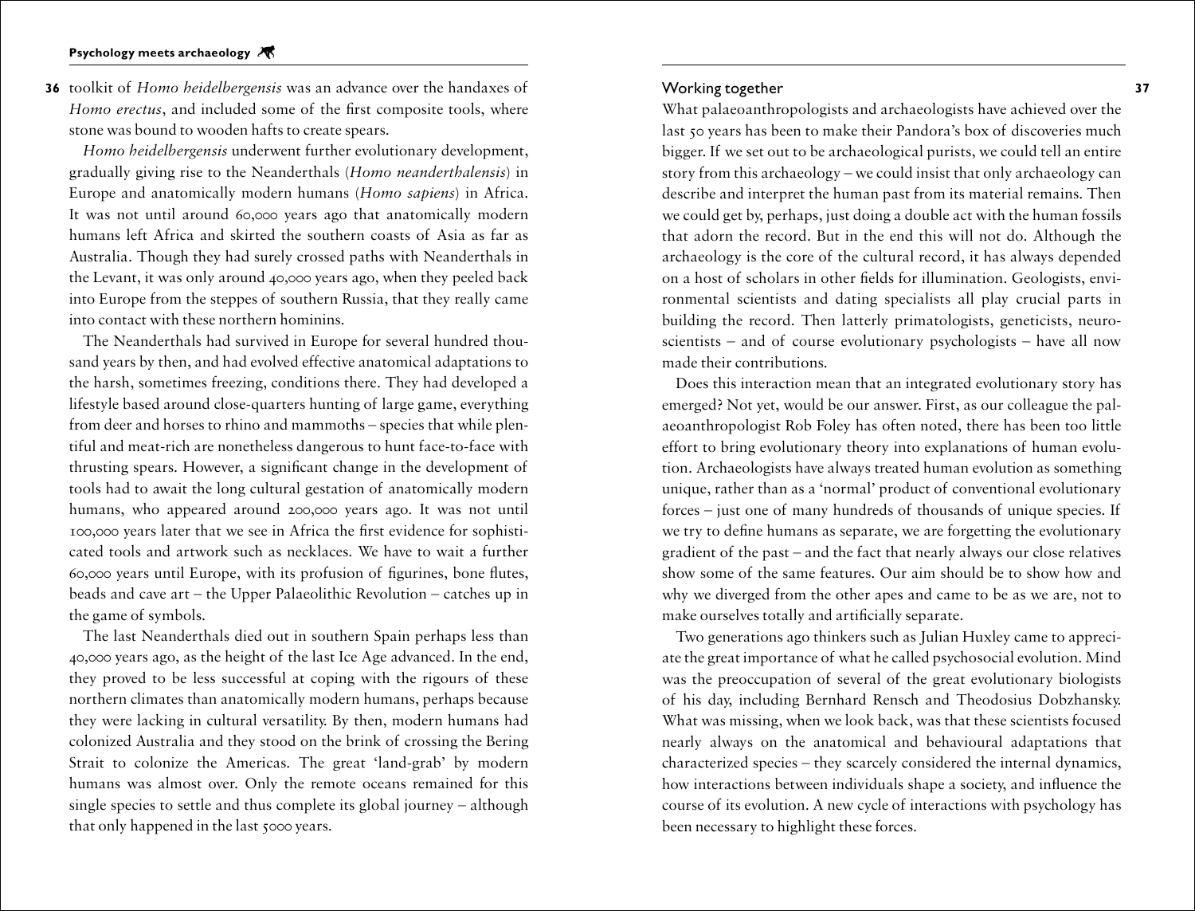toolkit of *Homo heidelbergensis* was an advance over the handaxes of *Homo erectus*, and included some of the first composite tools, where stone was bound to wooden hafts to create spears.

*Homo heidelbergensis* underwent further evolutionary development, gradually giving rise to the Neanderthals (*Homo neanderthalensis*) in Europe and anatomically modern humans (*Homo sapiens*) in Africa. It was not until around 60,000 years ago that anatomically modern humans left Africa and skirted the southern coasts of Asia as far as Australia. Though they had surely crossed paths with Neanderthals in the Levant, it was only around 40,000 years ago, when they peeled back into Europe from the steppes of southern Russia, that they really came into contact with these northern hominins.

The Neanderthals had survived in Europe for several hundred thousand years by then, and had evolved effective anatomical adaptations to the harsh, sometimes freezing, conditions there. They had developed a lifestyle based around close-quarters hunting of large game, everything from deer and horses to rhino and mammoths – species that while plentiful and meat-rich are nonetheless dangerous to hunt face-to-face with thrusting spears. However, a significant change in the development of tools had to await the long cultural gestation of anatomically modern humans, who appeared around 200,000 years ago. It was not until 100,000 years later that we see in Africa the first evidence for sophisticated tools and artwork such as necklaces. We have to wait a further 60,000 years until Europe, with its profusion of figurines, bone flutes, beads and cave art – the Upper Palaeolithic Revolution – catches up in the game of symbols.

The last Neanderthals died out in southern Spain perhaps less than 40,000 years ago, as the height of the last Ice Age advanced. In the end, they proved to be less successful at coping with the rigours of these northern climates than anatomically modern humans, perhaps because they were lacking in cultural versatility. By then, modern humans had colonized Australia and they stood on the brink of crossing the Bering Strait to colonize the Americas. The great 'land-grab' by modern humans was almost over. Only the remote oceans remained for this single species to settle and thus complete its global journey – although that only happened in the last 5000 years.

## Working together

What palaeoanthropologists and archaeologists have achieved over the last 50 years has been to make their Pandora's box of discoveries much bigger. If we set out to be archaeological purists, we could tell an entire story from this archaeology – we could insist that only archaeology can describe and interpret the human past from its material remains. Then we could get by, perhaps, just doing a double act with the human fossils that adorn the record. But in the end this will not do. Although the archaeology is the core of the cultural record, it has always depended on a host of scholars in other fields for illumination. Geologists, environmental scientists and dating specialists all play crucial parts in building the record. Then latterly primatologists, geneticists, neuroscientists – and of course evolutionary psychologists – have all now made their contributions.

Does this interaction mean that an integrated evolutionary story has emerged? Not yet, would be our answer. First, as our colleague the palaeoanthropologist Rob Foley has often noted, there has been too little effort to bring evolutionary theory into explanations of human evolution. Archaeologists have always treated human evolution as something unique, rather than as a 'normal' product of conventional evolutionary forces – just one of many hundreds of thousands of unique species. If we try to define humans as separate, we are forgetting the evolutionary gradient of the past – and the fact that nearly always our close relatives show some of the same features. Our aim should be to show how and why we diverged from the other apes and came to be as we are, not to make ourselves totally and artificially separate.

Two generations ago thinkers such as Julian Huxley came to appreciate the great importance of what he called psychosocial evolution. Mind was the preoccupation of several of the great evolutionary biologists of his day, including Bernhard Rensch and Theodosius Dobzhansky. What was missing, when we look back, was that these scientists focused nearly always on the anatomical and behavioural adaptations that characterized species – they scarcely considered the internal dynamics, how interactions between individuals shape a society, and influence the course of its evolution. A new cycle of interactions with psychology has been necessary to highlight these forces.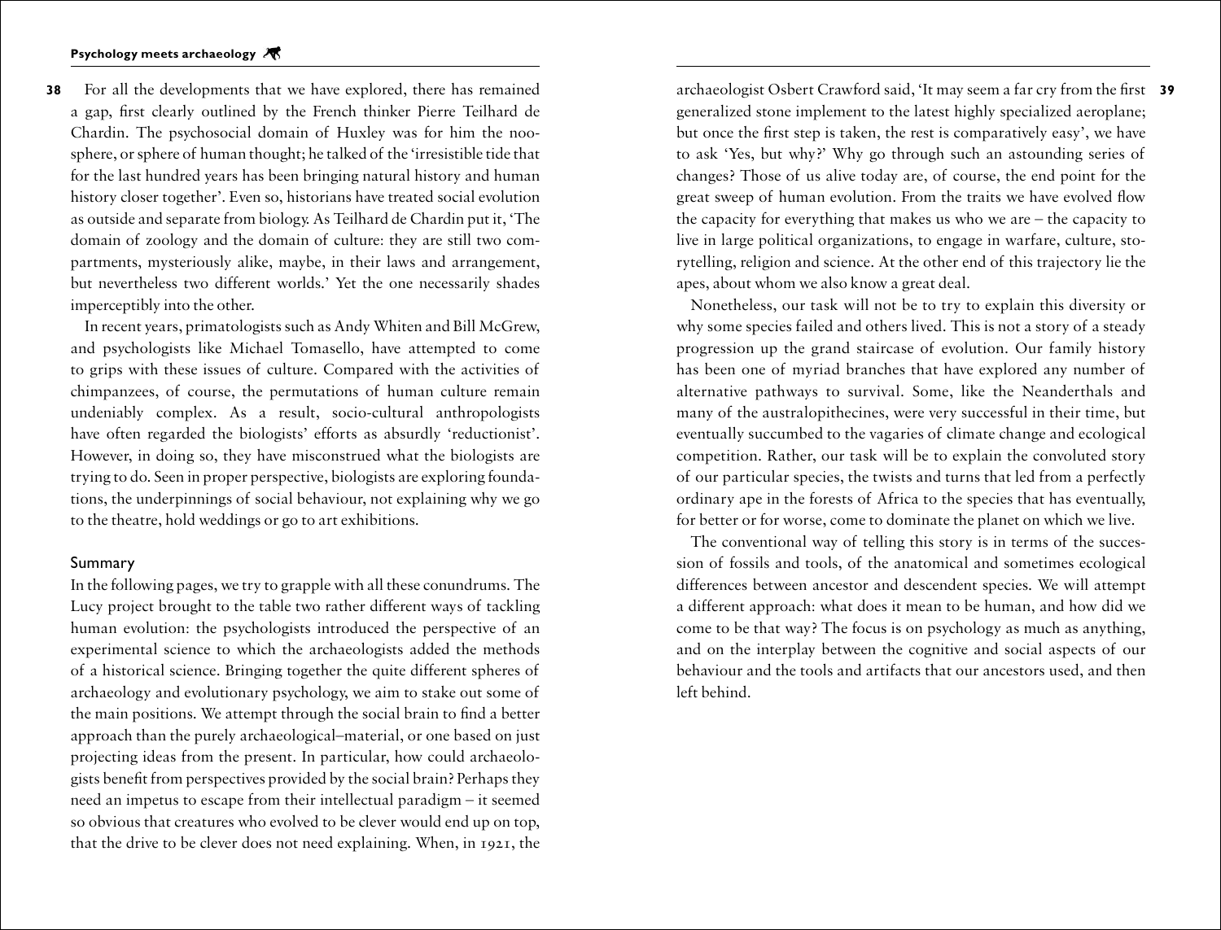For all the developments that we have explored, there has remained a gap, first clearly outlined by the French thinker Pierre Teilhard de Chardin. The psychosocial domain of Huxley was for him the noosphere, or sphere of human thought; he talked of the 'irresistible tide that for the last hundred years has been bringing natural history and human history closer together'. Even so, historians have treated social evolution as outside and separate from biology. As Teilhard de Chardin put it, 'The domain of zoology and the domain of culture: they are still two compartments, mysteriously alike, maybe, in their laws and arrangement, but nevertheless two different worlds.' Yet the one necessarily shades imperceptibly into the other.

In recent years, primatologists such as Andy Whiten and Bill McGrew, and psychologists like Michael Tomasello, have attempted to come to grips with these issues of culture. Compared with the activities of chimpanzees, of course, the permutations of human culture remain undeniably complex. As a result, socio-cultural anthropologists have often regarded the biologists' efforts as absurdly 'reductionist'. However, in doing so, they have misconstrued what the biologists are trying to do. Seen in proper perspective, biologists are exploring foundations, the underpinnings of social behaviour, not explaining why we go to the theatre, hold weddings or go to art exhibitions.

## Summary

In the following pages, we try to grapple with all these conundrums. The Lucy project brought to the table two rather different ways of tackling human evolution: the psychologists introduced the perspective of an experimental science to which the archaeologists added the methods of a historical science. Bringing together the quite different spheres of archaeology and evolutionary psychology, we aim to stake out some of the main positions. We attempt through the social brain to find a better approach than the purely archaeological–material, or one based on just projecting ideas from the present. In particular, how could archaeologists benefit from perspectives provided by the social brain? Perhaps they need an impetus to escape from their intellectual paradigm – it seemed so obvious that creatures who evolved to be clever would end up on top, that the drive to be clever does not need explaining. When, in 1921, the archaeologist Osbert Crawford said, 'It may seem a far cry from the first generalized stone implement to the latest highly specialized aeroplane; but once the first step is taken, the rest is comparatively easy', we have to ask 'Yes, but why?' Why go through such an astounding series of changes? Those of us alive today are, of course, the end point for the great sweep of human evolution. From the traits we have evolved flow the capacity for everything that makes us who we are – the capacity to live in large political organizations, to engage in warfare, culture, storytelling, religion and science. At the other end of this trajectory lie the apes, about whom we also know a great deal.

Nonetheless, our task will not be to try to explain this diversity or why some species failed and others lived. This is not a story of a steady progression up the grand staircase of evolution. Our family history has been one of myriad branches that have explored any number of alternative pathways to survival. Some, like the Neanderthals and many of the australopithecines, were very successful in their time, but eventually succumbed to the vagaries of climate change and ecological competition. Rather, our task will be to explain the convoluted story of our particular species, the twists and turns that led from a perfectly ordinary ape in the forests of Africa to the species that has eventually, for better or for worse, come to dominate the planet on which we live.

The conventional way of telling this story is in terms of the succession of fossils and tools, of the anatomical and sometimes ecological differences between ancestor and descendent species. We will attempt a different approach: what does it mean to be human, and how did we come to be that way? The focus is on psychology as much as anything, and on the interplay between the cognitive and social aspects of our behaviour and the tools and artifacts that our ancestors used, and then left behind.